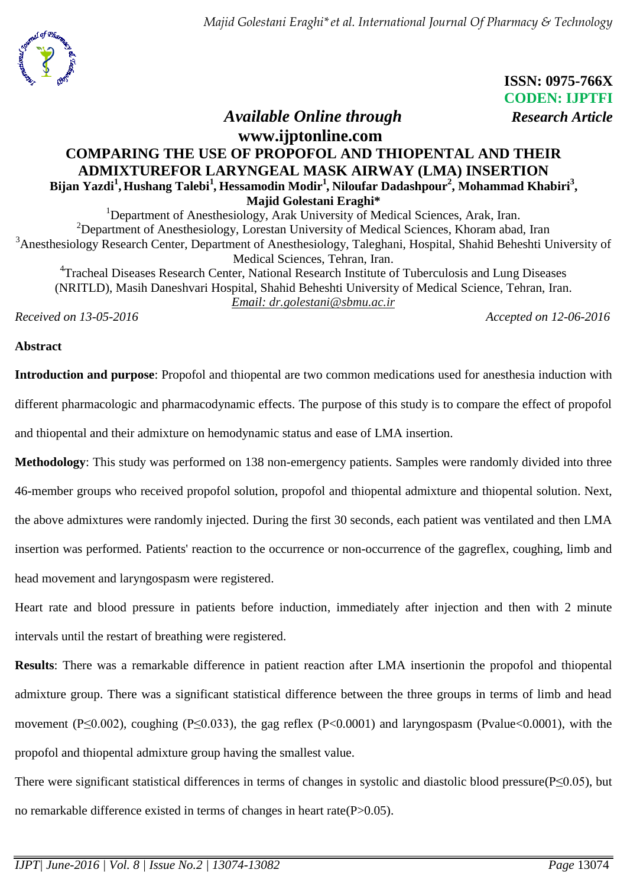ISSN: 0975-766X
CODEN: IJPTFI
*Research Article*

*Available Online through*
**www.ijptonline.com**

# COMPARING THE USE OF PROPOFOL AND THIOPENTAL AND THEIR ADMIXTUREFOR LARYNGEAL MASK AIRWAY (LMA) INSERTION

**Bijan Yazdi[1], Hushang Talebi[1], Hessamodin Modir[1], Niloufar Dadashpour[2], Mohammad Khabiri[3], Majid Golestani Eraghi\***

[1]Department of Anesthesiology, Arak University of Medical Sciences, Arak, Iran.
[2]Department of Anesthesiology, Lorestan University of Medical Sciences, Khoram abad, Iran
[3]Anesthesiology Research Center, Department of Anesthesiology, Taleghani, Hospital, Shahid Beheshti University of Medical Sciences, Tehran, Iran.
[4]Tracheal Diseases Research Center, National Research Institute of Tuberculosis and Lung Diseases (NRITLD), Masih Daneshvari Hospital, Shahid Beheshti University of Medical Science, Tehran, Iran.
*Email: dr.golestani@sbmu.ac.ir*

*Received on 13-05-2016* *Accepted on 12-06-2016*

## Abstract

**Introduction and purpose**: Propofol and thiopental are two common medications used for anesthesia induction with different pharmacologic and pharmacodynamic effects. The purpose of this study is to compare the effect of propofol and thiopental and their admixture on hemodynamic status and ease of LMA insertion.

**Methodology**: This study was performed on 138 non-emergency patients. Samples were randomly divided into three 46-member groups who received propofol solution, propofol and thiopental admixture and thiopental solution. Next, the above admixtures were randomly injected. During the first 30 seconds, each patient was ventilated and then LMA insertion was performed. Patients' reaction to the occurrence or non-occurrence of the gagreflex, coughing, limb and head movement and laryngospasm were registered.

Heart rate and blood pressure in patients before induction, immediately after injection and then with 2 minute intervals until the restart of breathing were registered.

**Results**: There was a remarkable difference in patient reaction after LMA insertionin the propofol and thiopental admixture group. There was a significant statistical difference between the three groups in terms of limb and head movement ($P \leq 0.002$), coughing ($P \leq 0.033$), the gag reflex ($P < 0.0001$) and laryngospasm (Pvalue$<0.0001$), with the propofol and thiopental admixture group having the smallest value.

There were significant statistical differences in terms of changes in systolic and diastolic blood pressure($P \leq 0.05$), but no remarkable difference existed in terms of changes in heart rate($P > 0.05$).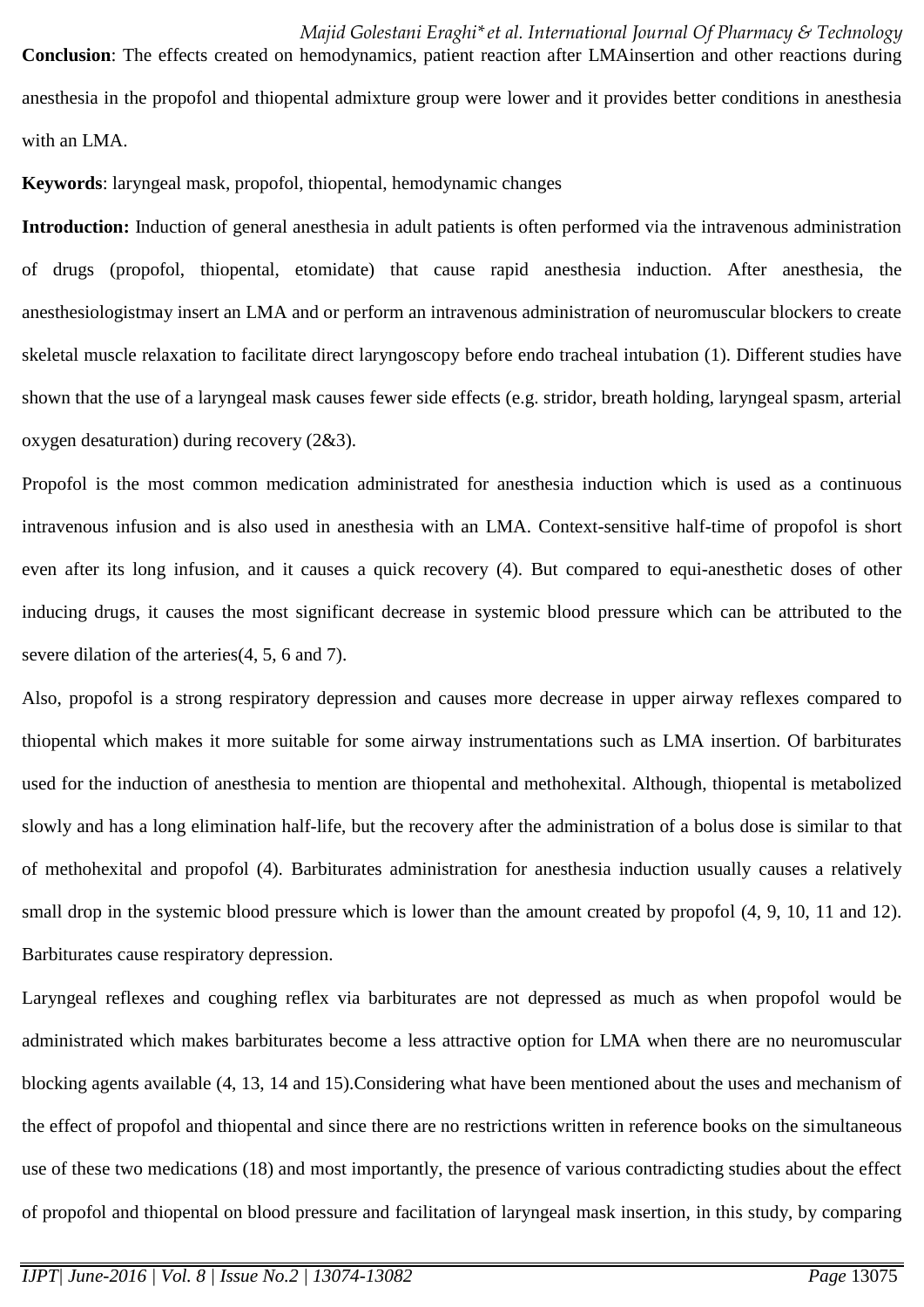**Conclusion**: The effects created on hemodynamics, patient reaction after LMAinsertion and other reactions during anesthesia in the propofol and thiopental admixture group were lower and it provides better conditions in anesthesia with an LMA.

**Keywords**: laryngeal mask, propofol, thiopental, hemodynamic changes

**Introduction:** Induction of general anesthesia in adult patients is often performed via the intravenous administration of drugs (propofol, thiopental, etomidate) that cause rapid anesthesia induction. After anesthesia, the anesthesiologistmay insert an LMA and or perform an intravenous administration of neuromuscular blockers to create skeletal muscle relaxation to facilitate direct laryngoscopy before endo tracheal intubation (1). Different studies have shown that the use of a laryngeal mask causes fewer side effects (e.g. stridor, breath holding, laryngeal spasm, arterial oxygen desaturation) during recovery (2&3).

Propofol is the most common medication administrated for anesthesia induction which is used as a continuous intravenous infusion and is also used in anesthesia with an LMA. Context-sensitive half-time of propofol is short even after its long infusion, and it causes a quick recovery (4). But compared to equi-anesthetic doses of other inducing drugs, it causes the most significant decrease in systemic blood pressure which can be attributed to the severe dilation of the arteries(4, 5, 6 and 7).

Also, propofol is a strong respiratory depression and causes more decrease in upper airway reflexes compared to thiopental which makes it more suitable for some airway instrumentations such as LMA insertion. Of barbiturates used for the induction of anesthesia to mention are thiopental and methohexital. Although, thiopental is metabolized slowly and has a long elimination half-life, but the recovery after the administration of a bolus dose is similar to that of methohexital and propofol (4). Barbiturates administration for anesthesia induction usually causes a relatively small drop in the systemic blood pressure which is lower than the amount created by propofol (4, 9, 10, 11 and 12). Barbiturates cause respiratory depression.

Laryngeal reflexes and coughing reflex via barbiturates are not depressed as much as when propofol would be administrated which makes barbiturates become a less attractive option for LMA when there are no neuromuscular blocking agents available (4, 13, 14 and 15).Considering what have been mentioned about the uses and mechanism of the effect of propofol and thiopental and since there are no restrictions written in reference books on the simultaneous use of these two medications (18) and most importantly, the presence of various contradicting studies about the effect of propofol and thiopental on blood pressure and facilitation of laryngeal mask insertion, in this study, by comparing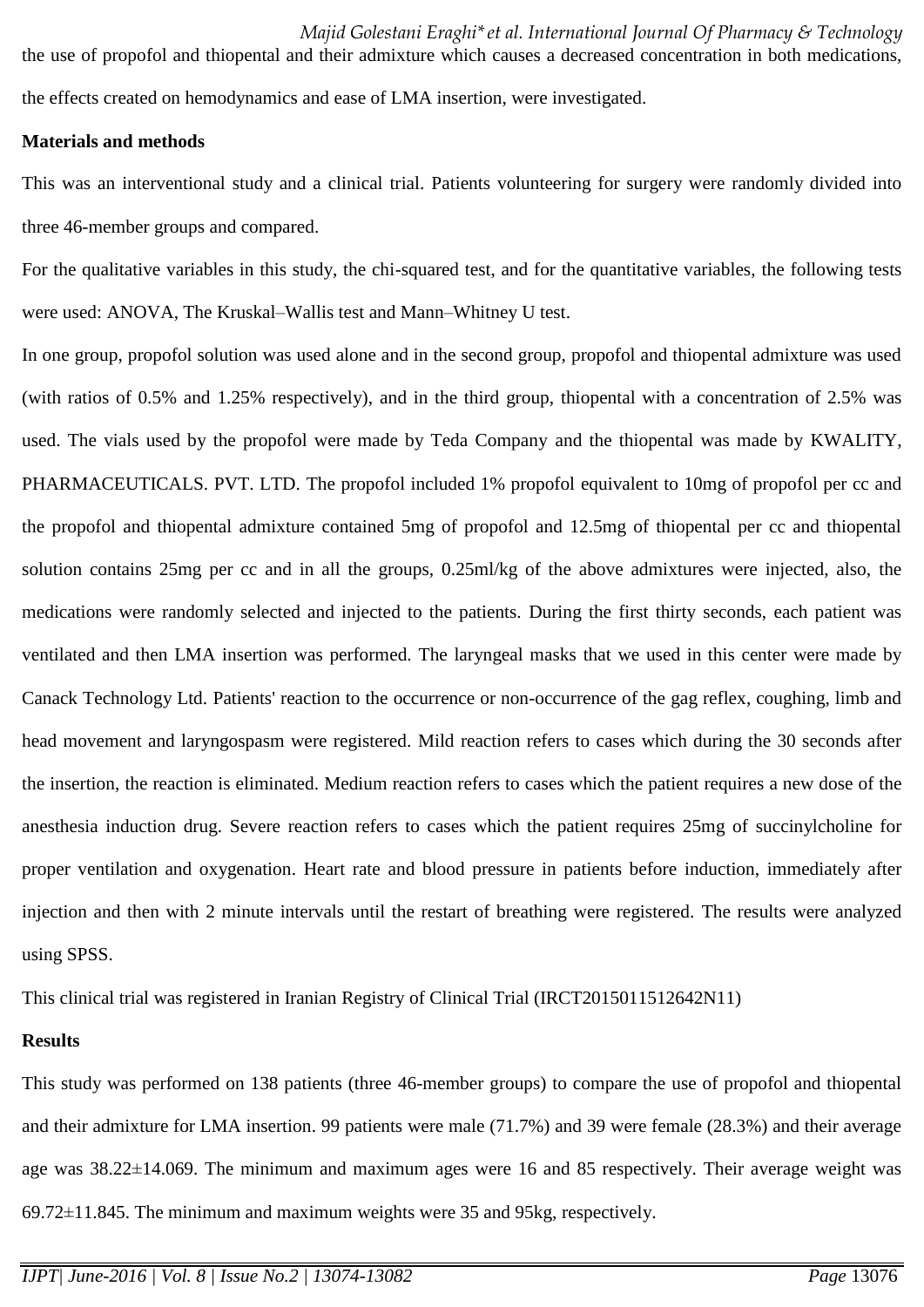the use of propofol and thiopental and their admixture which causes a decreased concentration in both medications, the effects created on hemodynamics and ease of LMA insertion, were investigated.

**Materials and methods**

This was an interventional study and a clinical trial. Patients volunteering for surgery were randomly divided into three 46-member groups and compared.

For the qualitative variables in this study, the chi-squared test, and for the quantitative variables, the following tests were used: ANOVA, The Kruskal–Wallis test and Mann–Whitney U test.

In one group, propofol solution was used alone and in the second group, propofol and thiopental admixture was used (with ratios of 0.5% and 1.25% respectively), and in the third group, thiopental with a concentration of 2.5% was used. The vials used by the propofol were made by Teda Company and the thiopental was made by KWALITY, PHARMACEUTICALS. PVT. LTD. The propofol included 1% propofol equivalent to 10mg of propofol per cc and the propofol and thiopental admixture contained 5mg of propofol and 12.5mg of thiopental per cc and thiopental solution contains 25mg per cc and in all the groups, 0.25ml/kg of the above admixtures were injected, also, the medications were randomly selected and injected to the patients. During the first thirty seconds, each patient was ventilated and then LMA insertion was performed. The laryngeal masks that we used in this center were made by Canack Technology Ltd. Patients' reaction to the occurrence or non-occurrence of the gag reflex, coughing, limb and head movement and laryngospasm were registered. Mild reaction refers to cases which during the 30 seconds after the insertion, the reaction is eliminated. Medium reaction refers to cases which the patient requires a new dose of the anesthesia induction drug. Severe reaction refers to cases which the patient requires 25mg of succinylcholine for proper ventilation and oxygenation. Heart rate and blood pressure in patients before induction, immediately after injection and then with 2 minute intervals until the restart of breathing were registered. The results were analyzed using SPSS.

This clinical trial was registered in Iranian Registry of Clinical Trial (IRCT2015011512642N11)

**Results**

This study was performed on 138 patients (three 46-member groups) to compare the use of propofol and thiopental and their admixture for LMA insertion. 99 patients were male (71.7%) and 39 were female (28.3%) and their average age was 38.22±14.069. The minimum and maximum ages were 16 and 85 respectively. Their average weight was 69.72±11.845. The minimum and maximum weights were 35 and 95kg, respectively.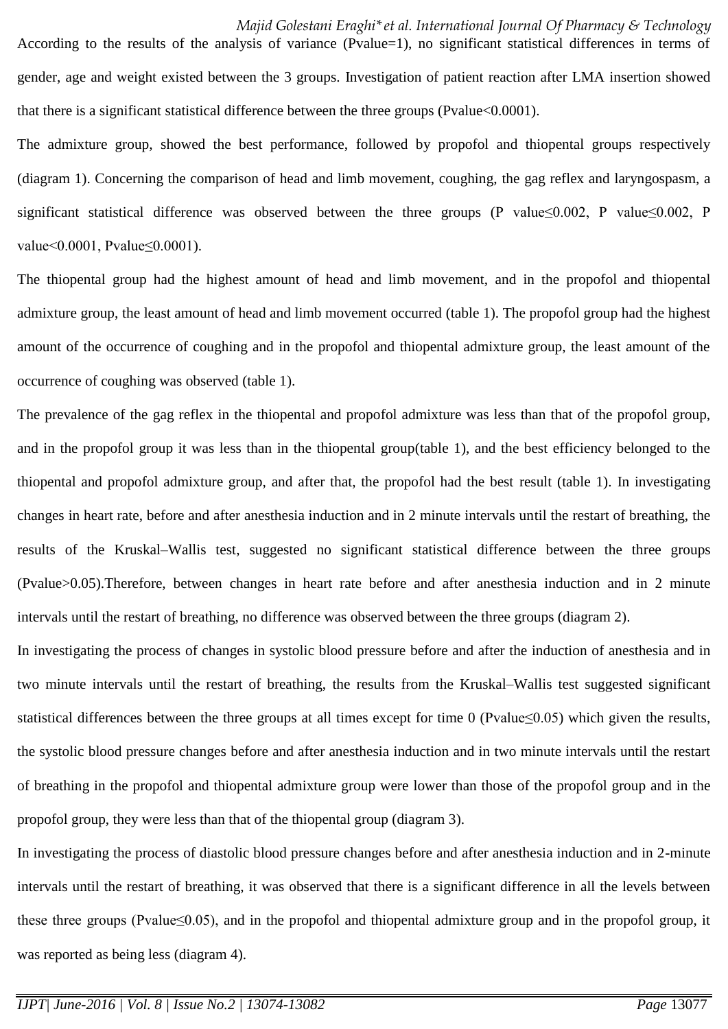According to the results of the analysis of variance (Pvalue=1), no significant statistical differences in terms of gender, age and weight existed between the 3 groups. Investigation of patient reaction after LMA insertion showed that there is a significant statistical difference between the three groups (Pvalue<0.0001).

The admixture group, showed the best performance, followed by propofol and thiopental groups respectively (diagram 1). Concerning the comparison of head and limb movement, coughing, the gag reflex and laryngospasm, a significant statistical difference was observed between the three groups (P value≤0.002, P value≤0.002, P value<0.0001, Pvalue≤0.0001).

The thiopental group had the highest amount of head and limb movement, and in the propofol and thiopental admixture group, the least amount of head and limb movement occurred (table 1). The propofol group had the highest amount of the occurrence of coughing and in the propofol and thiopental admixture group, the least amount of the occurrence of coughing was observed (table 1).

The prevalence of the gag reflex in the thiopental and propofol admixture was less than that of the propofol group, and in the propofol group it was less than in the thiopental group(table 1), and the best efficiency belonged to the thiopental and propofol admixture group, and after that, the propofol had the best result (table 1). In investigating changes in heart rate, before and after anesthesia induction and in 2 minute intervals until the restart of breathing, the results of the Kruskal–Wallis test, suggested no significant statistical difference between the three groups (Pvalue>0.05).Therefore, between changes in heart rate before and after anesthesia induction and in 2 minute intervals until the restart of breathing, no difference was observed between the three groups (diagram 2).

In investigating the process of changes in systolic blood pressure before and after the induction of anesthesia and in two minute intervals until the restart of breathing, the results from the Kruskal–Wallis test suggested significant statistical differences between the three groups at all times except for time 0 (Pvalue≤0.05) which given the results, the systolic blood pressure changes before and after anesthesia induction and in two minute intervals until the restart of breathing in the propofol and thiopental admixture group were lower than those of the propofol group and in the propofol group, they were less than that of the thiopental group (diagram 3).

In investigating the process of diastolic blood pressure changes before and after anesthesia induction and in 2-minute intervals until the restart of breathing, it was observed that there is a significant difference in all the levels between these three groups (Pvalue≤0.05), and in the propofol and thiopental admixture group and in the propofol group, it was reported as being less (diagram 4).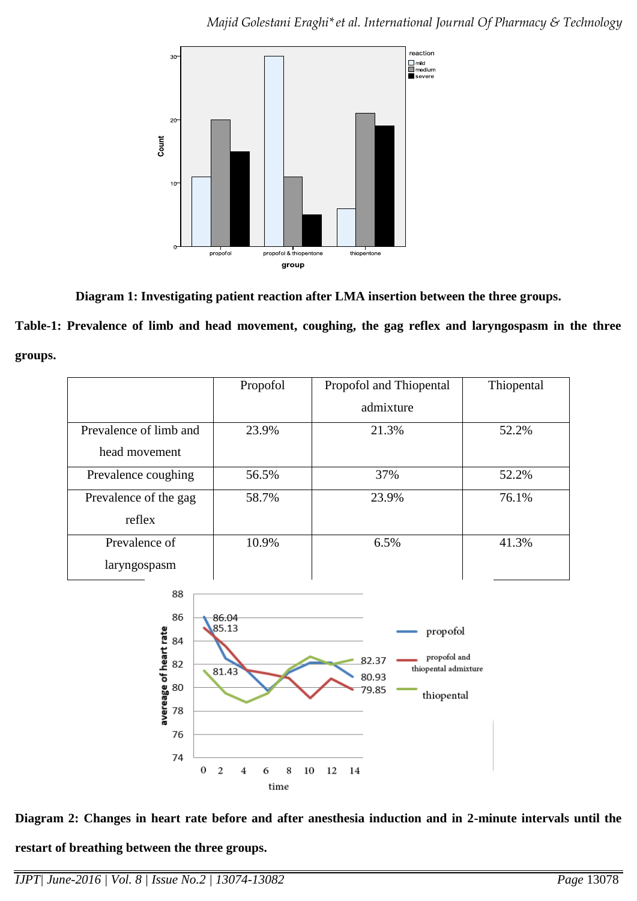**Diagram 1: Investigating patient reaction after LMA insertion between the three groups.**

**Table-1: Prevalence of limb and head movement, coughing, the gag reflex and laryngospasm in the three groups.**

| | Propofol | Propofol and Thiopental admixture | Thiopental |
|---|---|---|---|
| Prevalence of limb and head movement | 23.9% | 21.3% | 52.2% |
| Prevalence coughing | 56.5% | 37% | 52.2% |
| Prevalence of the gag reflex | 58.7% | 23.9% | 76.1% |
| Prevalence of laryngospasm | 10.9% | 6.5% | 41.3% |

**Diagram 2: Changes in heart rate before and after anesthesia induction and in 2-minute intervals until the restart of breathing between the three groups.**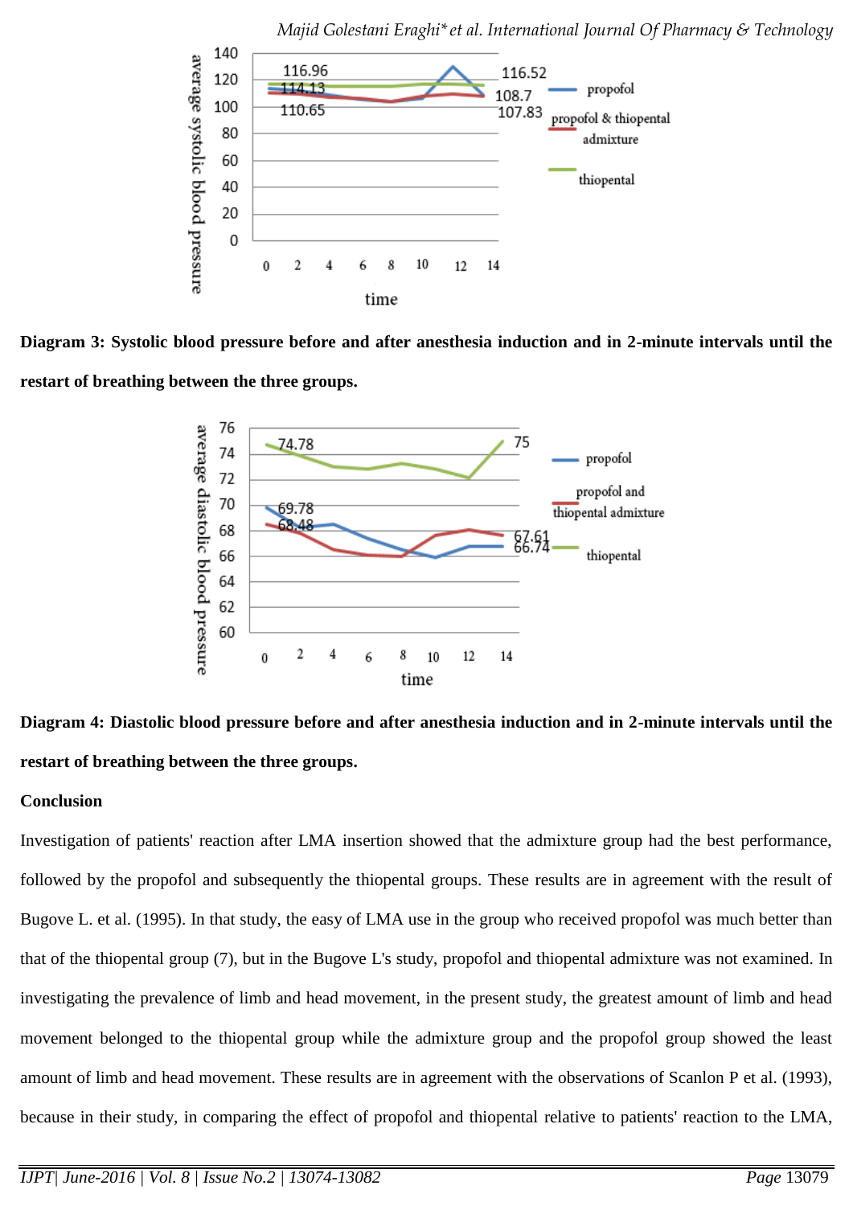**Diagram 3: Systolic blood pressure before and after anesthesia induction and in 2-minute intervals until the restart of breathing between the three groups.**

**Diagram 4: Diastolic blood pressure before and after anesthesia induction and in 2-minute intervals until the restart of breathing between the three groups.**

**Conclusion**

Investigation of patients' reaction after LMA insertion showed that the admixture group had the best performance, followed by the propofol and subsequently the thiopental groups. These results are in agreement with the result of Bugove L. et al. (1995). In that study, the easy of LMA use in the group who received propofol was much better than that of the thiopental group (7), but in the Bugove L's study, propofol and thiopental admixture was not examined. In investigating the prevalence of limb and head movement, in the present study, the greatest amount of limb and head movement belonged to the thiopental group while the admixture group and the propofol group showed the least amount of limb and head movement. These results are in agreement with the observations of Scanlon P et al. (1993), because in their study, in comparing the effect of propofol and thiopental relative to patients' reaction to the LMA,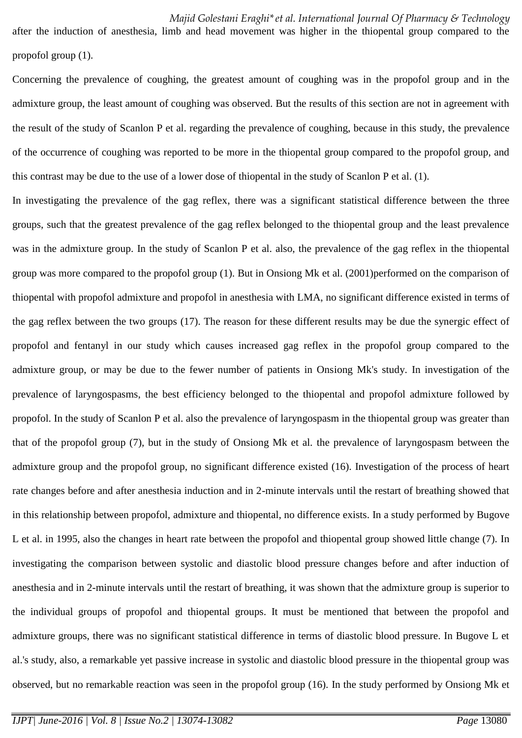after the induction of anesthesia, limb and head movement was higher in the thiopental group compared to the propofol group (1).

Concerning the prevalence of coughing, the greatest amount of coughing was in the propofol group and in the admixture group, the least amount of coughing was observed. But the results of this section are not in agreement with the result of the study of Scanlon P et al. regarding the prevalence of coughing, because in this study, the prevalence of the occurrence of coughing was reported to be more in the thiopental group compared to the propofol group, and this contrast may be due to the use of a lower dose of thiopental in the study of Scanlon P et al. (1).

In investigating the prevalence of the gag reflex, there was a significant statistical difference between the three groups, such that the greatest prevalence of the gag reflex belonged to the thiopental group and the least prevalence was in the admixture group. In the study of Scanlon P et al. also, the prevalence of the gag reflex in the thiopental group was more compared to the propofol group (1). But in Onsiong Mk et al. (2001)performed on the comparison of thiopental with propofol admixture and propofol in anesthesia with LMA, no significant difference existed in terms of the gag reflex between the two groups (17). The reason for these different results may be due the synergic effect of propofol and fentanyl in our study which causes increased gag reflex in the propofol group compared to the admixture group, or may be due to the fewer number of patients in Onsiong Mk's study. In investigation of the prevalence of laryngospasms, the best efficiency belonged to the thiopental and propofol admixture followed by propofol. In the study of Scanlon P et al. also the prevalence of laryngospasm in the thiopental group was greater than that of the propofol group (7), but in the study of Onsiong Mk et al. the prevalence of laryngospasm between the admixture group and the propofol group, no significant difference existed (16). Investigation of the process of heart rate changes before and after anesthesia induction and in 2-minute intervals until the restart of breathing showed that in this relationship between propofol, admixture and thiopental, no difference exists. In a study performed by Bugove L et al. in 1995, also the changes in heart rate between the propofol and thiopental group showed little change (7). In investigating the comparison between systolic and diastolic blood pressure changes before and after induction of anesthesia and in 2-minute intervals until the restart of breathing, it was shown that the admixture group is superior to the individual groups of propofol and thiopental groups. It must be mentioned that between the propofol and admixture groups, there was no significant statistical difference in terms of diastolic blood pressure. In Bugove L et al.'s study, also, a remarkable yet passive increase in systolic and diastolic blood pressure in the thiopental group was observed, but no remarkable reaction was seen in the propofol group (16). In the study performed by Onsiong Mk et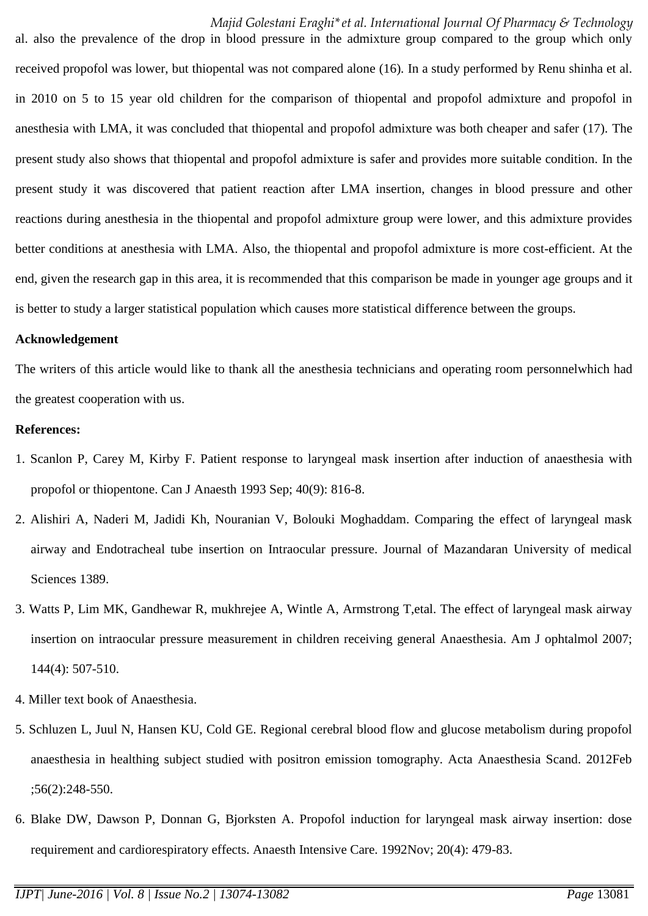al. also the prevalence of the drop in blood pressure in the admixture group compared to the group which only received propofol was lower, but thiopental was not compared alone (16). In a study performed by Renu shinha et al. in 2010 on 5 to 15 year old children for the comparison of thiopental and propofol admixture and propofol in anesthesia with LMA, it was concluded that thiopental and propofol admixture was both cheaper and safer (17). The present study also shows that thiopental and propofol admixture is safer and provides more suitable condition. In the present study it was discovered that patient reaction after LMA insertion, changes in blood pressure and other reactions during anesthesia in the thiopental and propofol admixture group were lower, and this admixture provides better conditions at anesthesia with LMA. Also, the thiopental and propofol admixture is more cost-efficient. At the end, given the research gap in this area, it is recommended that this comparison be made in younger age groups and it is better to study a larger statistical population which causes more statistical difference between the groups.

**Acknowledgement**

The writers of this article would like to thank all the anesthesia technicians and operating room personnelwhich had the greatest cooperation with us.

**References:**

1. Scanlon P, Carey M, Kirby F. Patient response to laryngeal mask insertion after induction of anaesthesia with propofol or thiopentone. Can J Anaesth 1993 Sep; 40(9): 816-8.
2. Alishiri A, Naderi M, Jadidi Kh, Nouranian V, Bolouki Moghaddam. Comparing the effect of laryngeal mask airway and Endotracheal tube insertion on Intraocular pressure. Journal of Mazandaran University of medical Sciences 1389.
3. Watts P, Lim MK, Gandhewar R, mukhrejee A, Wintle A, Armstrong T,etal. The effect of laryngeal mask airway insertion on intraocular pressure measurement in children receiving general Anaesthesia. Am J ophtalmol 2007; 144(4): 507-510.
4. Miller text book of Anaesthesia.
5. Schluzen L, Juul N, Hansen KU, Cold GE. Regional cerebral blood flow and glucose metabolism during propofol anaesthesia in healthing subject studied with positron emission tomography. Acta Anaesthesia Scand. 2012Feb ;56(2):248-550.
6. Blake DW, Dawson P, Donnan G, Bjorksten A. Propofol induction for laryngeal mask airway insertion: dose requirement and cardiorespiratory effects. Anaesth Intensive Care. 1992Nov; 20(4): 479-83.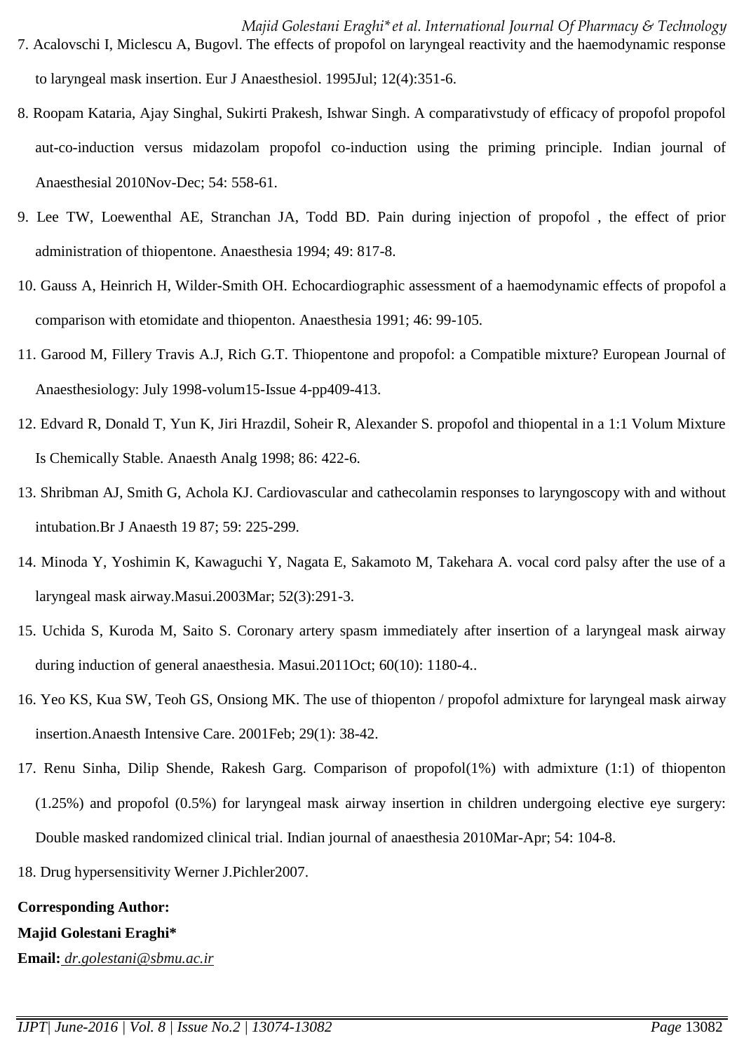7. Acalovschi I, Miclescu A, Bugovl. The effects of propofol on laryngeal reactivity and the haemodynamic response to laryngeal mask insertion. Eur J Anaesthesiol. 1995Jul; 12(4):351-6.

8. Roopam Kataria, Ajay Singhal, Sukirti Prakesh, Ishwar Singh. A comparativstudy of efficacy of propofol propofol aut-co-induction versus midazolam propofol co-induction using the priming principle. Indian journal of Anaesthesial 2010Nov-Dec; 54: 558-61.

9. Lee TW, Loewenthal AE, Stranchan JA, Todd BD. Pain during injection of propofol , the effect of prior administration of thiopentone. Anaesthesia 1994; 49: 817-8.

10. Gauss A, Heinrich H, Wilder-Smith OH. Echocardiographic assessment of a haemodynamic effects of propofol a comparison with etomidate and thiopenton. Anaesthesia 1991; 46: 99-105.

11. Garood M, Fillery Travis A.J, Rich G.T. Thiopentone and propofol: a Compatible mixture? European Journal of Anaesthesiology: July 1998-volum15-Issue 4-pp409-413.

12. Edvard R, Donald T, Yun K, Jiri Hrazdil, Soheir R, Alexander S. propofol and thiopental in a 1:1 Volum Mixture Is Chemically Stable. Anaesth Analg 1998; 86: 422-6.

13. Shribman AJ, Smith G, Achola KJ. Cardiovascular and cathecolamin responses to laryngoscopy with and without intubation.Br J Anaesth 19 87; 59: 225-299.

14. Minoda Y, Yoshimin K, Kawaguchi Y, Nagata E, Sakamoto M, Takehara A. vocal cord palsy after the use of a laryngeal mask airway.Masui.2003Mar; 52(3):291-3.

15. Uchida S, Kuroda M, Saito S. Coronary artery spasm immediately after insertion of a laryngeal mask airway during induction of general anaesthesia. Masui.2011Oct; 60(10): 1180-4..

16. Yeo KS, Kua SW, Teoh GS, Onsiong MK. The use of thiopenton / propofol admixture for laryngeal mask airway insertion.Anaesth Intensive Care. 2001Feb; 29(1): 38-42.

17. Renu Sinha, Dilip Shende, Rakesh Garg. Comparison of propofol(1%) with admixture (1:1) of thiopenton (1.25%) and propofol (0.5%) for laryngeal mask airway insertion in children undergoing elective eye surgery: Double masked randomized clinical trial. Indian journal of anaesthesia 2010Mar-Apr; 54: 104-8.

18. Drug hypersensitivity Werner J.Pichler2007.

**Corresponding Author:**

**Majid Golestani Eraghi***

**Email:** *dr.golestani@sbmu.ac.ir*